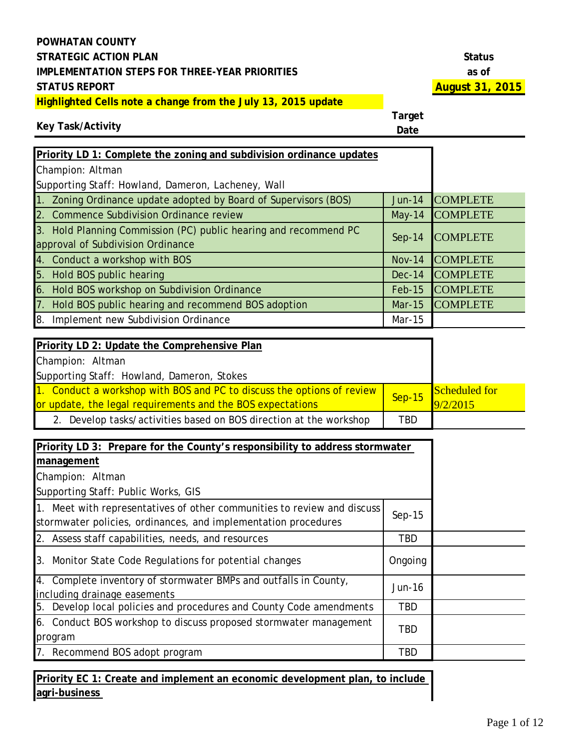**POWHATAN COUNTY**
**STRATEGIC ACTION PLAN**
**IMPLEMENTATION STEPS FOR THREE-YEAR PRIORITIES**
**STATUS REPORT**

**Status as of August 31, 2015**

**Highlighted Cells note a change from the July 13, 2015 update**

| Key Task/Activity | Target Date | Status |
|---|---|---|
| **Priority LD 1: Complete the zoning and subdivision ordinance updates** | | |
| Champion: Altman | | |
| Supporting Staff: Howland, Dameron, Lacheney, Wall | | |
| 1. Zoning Ordinance update adopted by Board of Supervisors (BOS) | Jun-14 | COMPLETE |
| 2. Commence Subdivision Ordinance review | May-14 | COMPLETE |
| 3. Hold Planning Commission (PC) public hearing and recommend PC approval of Subdivision Ordinance | Sep-14 | COMPLETE |
| 4. Conduct a workshop with BOS | Nov-14 | COMPLETE |
| 5. Hold BOS public hearing | Dec-14 | COMPLETE |
| 6. Hold BOS workshop on Subdivision Ordinance | Feb-15 | COMPLETE |
| 7. Hold BOS public hearing and recommend BOS adoption | Mar-15 | COMPLETE |
| 8. Implement new Subdivision Ordinance | Mar-15 | |
| **Priority LD 2: Update the Comprehensive Plan** | | |
| Champion: Altman | | |
| Supporting Staff: Howland, Dameron, Stokes | | |
| 1. Conduct a workshop with BOS and PC to discuss the options of review or update, the legal requirements and the BOS expectations | Sep-15 | Scheduled for 9/2/2015 |
| 2. Develop tasks/activities based on BOS direction at the workshop | TBD | |
| **Priority LD 3: Prepare for the County's responsibility to address stormwater management** | | |
| Champion: Altman | | |
| Supporting Staff: Public Works, GIS | | |
| 1. Meet with representatives of other communities to review and discuss stormwater policies, ordinances, and implementation procedures | Sep-15 | |
| 2. Assess staff capabilities, needs, and resources | TBD | |
| 3. Monitor State Code Regulations for potential changes | Ongoing | |
| 4. Complete inventory of stormwater BMPs and outfalls in County, including drainage easements | Jun-16 | |
| 5. Develop local policies and procedures and County Code amendments | TBD | |
| 6. Conduct BOS workshop to discuss proposed stormwater management program | TBD | |
| 7. Recommend BOS adopt program | TBD | |
| **Priority EC 1: Create and implement an economic development plan, to include agri-business** | | |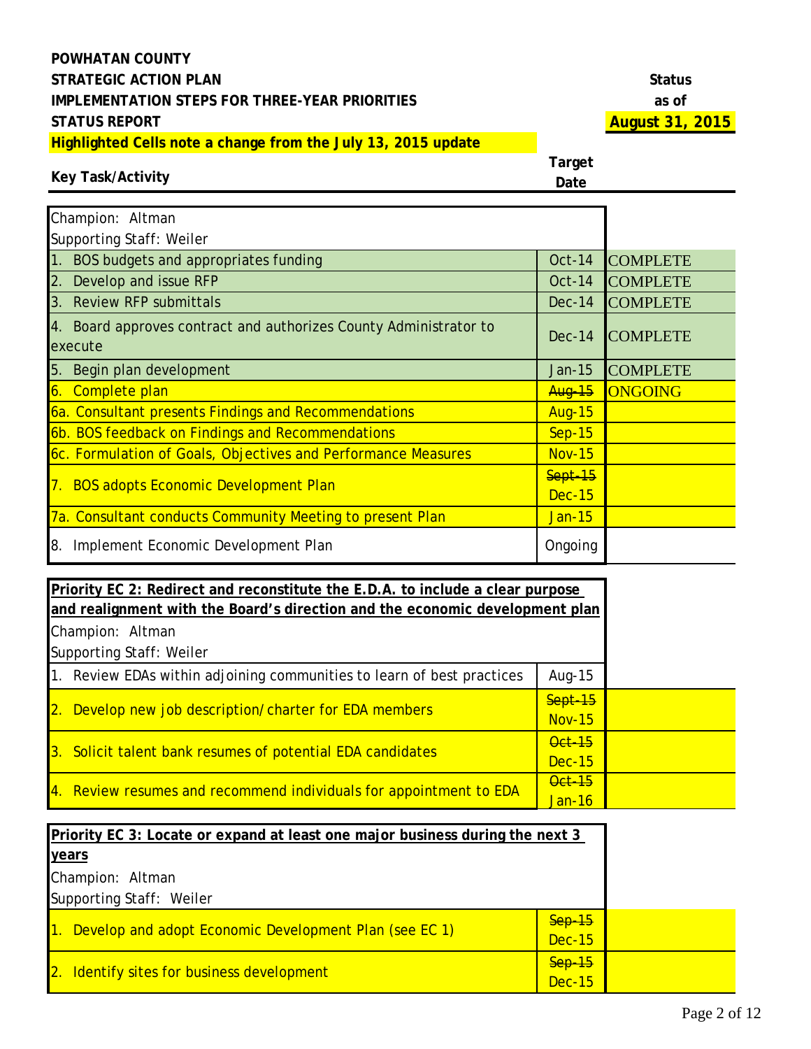**POWHATAN COUNTY**
**STRATEGIC ACTION PLAN**
**IMPLEMENTATION STEPS FOR THREE-YEAR PRIORITIES**
**STATUS REPORT**
**Highlighted Cells note a change from the July 13, 2015 update**

**Status as of August 31, 2015**

| Key Task/Activity | Target Date | Status |
|---|---|---|
| Champion: Altman<br>Supporting Staff: Weiler | | |
| 1. BOS budgets and appropriates funding | Oct-14 | COMPLETE |
| 2. Develop and issue RFP | Oct-14 | COMPLETE |
| 3. Review RFP submittals | Dec-14 | COMPLETE |
| 4. Board approves contract and authorizes County Administrator to execute | Dec-14 | COMPLETE |
| 5. Begin plan development | Jan-15 | COMPLETE |
| 6. Complete plan | ~~Aug-15~~ | ONGOING |
| 6a. Consultant presents Findings and Recommendations | Aug-15 | |
| 6b. BOS feedback on Findings and Recommendations | Sep-15 | |
| 6c. Formulation of Goals, Objectives and Performance Measures | Nov-15 | |
| 7. BOS adopts Economic Development Plan | ~~Sept-15~~ Dec-15 | |
| 7a. Consultant conducts Community Meeting to present Plan | Jan-15 | |
| 8. Implement Economic Development Plan | Ongoing | |

| Key Task/Activity | Target Date | Status |
|---|---|---|
| **Priority EC 2: Redirect and reconstitute the E.D.A. to include a clear purpose and realignment with the Board's direction and the economic development plan**<br>Champion: Altman<br>Supporting Staff: Weiler | | |
| 1. Review EDAs within adjoining communities to learn of best practices | Aug-15 | |
| 2. Develop new job description/charter for EDA members | ~~Sept-15~~ Nov-15 | |
| 3. Solicit talent bank resumes of potential EDA candidates | ~~Oct-15~~ Dec-15 | |
| 4. Review resumes and recommend individuals for appointment to EDA | ~~Oct-15~~ Jan-16 | |

| Key Task/Activity | Target Date | Status |
|---|---|---|
| **Priority EC 3: Locate or expand at least one major business during the next 3 years**<br>Champion: Altman<br>Supporting Staff: Weiler | | |
| 1. Develop and adopt Economic Development Plan (see EC 1) | ~~Sep-15~~ Dec-15 | |
| 2. Identify sites for business development | ~~Sep-15~~ Dec-15 | |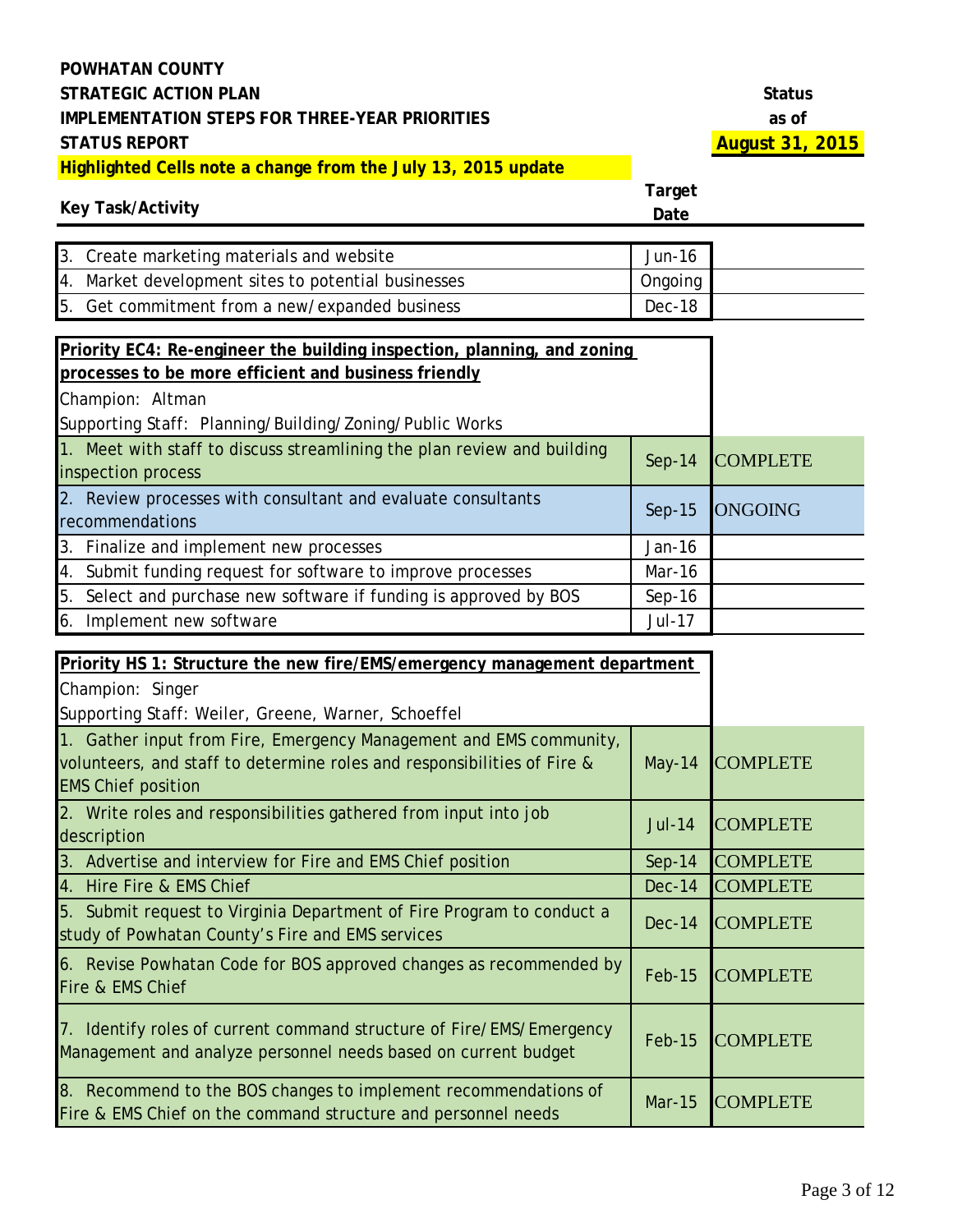**POWHATAN COUNTY**
**STRATEGIC ACTION PLAN**
**IMPLEMENTATION STEPS FOR THREE-YEAR PRIORITIES**
**STATUS REPORT**

**Status as of August 31, 2015**

**Highlighted Cells note a change from the July 13, 2015 update**

| Key Task/Activity | Target Date | Status |
|---|---|---|
| 3. Create marketing materials and website | Jun-16 | |
| 4. Market development sites to potential businesses | Ongoing | |
| 5. Get commitment from a new/expanded business | Dec-18 | |

**Priority EC4: Re-engineer the building inspection, planning, and zoning processes to be more efficient and business friendly**

Champion: Altman

Supporting Staff: Planning/Building/Zoning/Public Works

| Key Task/Activity | Target Date | Status |
|---|---|---|
| 1. Meet with staff to discuss streamlining the plan review and building inspection process | Sep-14 | COMPLETE |
| 2. Review processes with consultant and evaluate consultants recommendations | Sep-15 | ONGOING |
| 3. Finalize and implement new processes | Jan-16 | |
| 4. Submit funding request for software to improve processes | Mar-16 | |
| 5. Select and purchase new software if funding is approved by BOS | Sep-16 | |
| 6. Implement new software | Jul-17 | |

**Priority HS 1: Structure the new fire/EMS/emergency management department**

Champion: Singer

Supporting Staff: Weiler, Greene, Warner, Schoeffel

| Key Task/Activity | Target Date | Status |
|---|---|---|
| 1. Gather input from Fire, Emergency Management and EMS community, volunteers, and staff to determine roles and responsibilities of Fire & EMS Chief position | May-14 | COMPLETE |
| 2. Write roles and responsibilities gathered from input into job description | Jul-14 | COMPLETE |
| 3. Advertise and interview for Fire and EMS Chief position | Sep-14 | COMPLETE |
| 4. Hire Fire & EMS Chief | Dec-14 | COMPLETE |
| 5. Submit request to Virginia Department of Fire Program to conduct a study of Powhatan County's Fire and EMS services | Dec-14 | COMPLETE |
| 6. Revise Powhatan Code for BOS approved changes as recommended by Fire & EMS Chief | Feb-15 | COMPLETE |
| 7. Identify roles of current command structure of Fire/EMS/Emergency Management and analyze personnel needs based on current budget | Feb-15 | COMPLETE |
| 8. Recommend to the BOS changes to implement recommendations of Fire & EMS Chief on the command structure and personnel needs | Mar-15 | COMPLETE |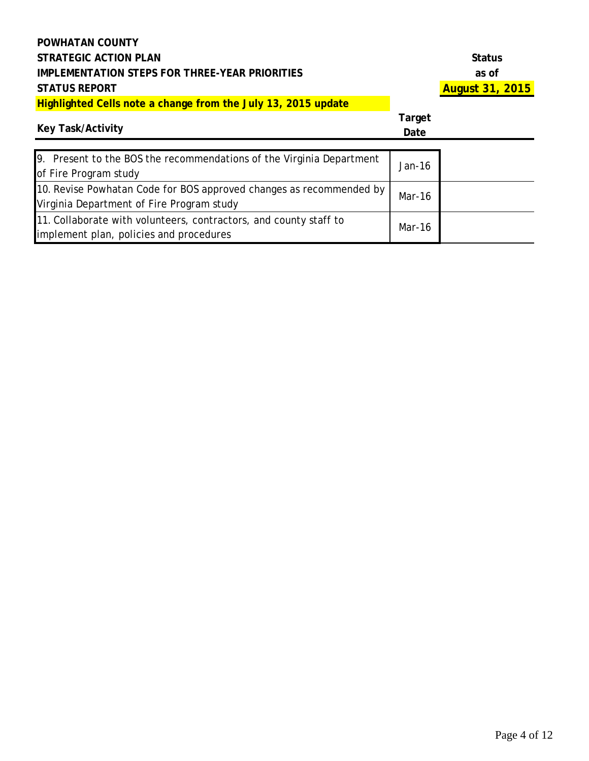**POWHATAN COUNTY**
**STRATEGIC ACTION PLAN**
**IMPLEMENTATION STEPS FOR THREE-YEAR PRIORITIES**
**STATUS REPORT**
**Highlighted Cells note a change from the July 13, 2015 update**

| Key Task/Activity | Target Date | Status as of August 31, 2015 |
|---|---|---|
| 9. Present to the BOS the recommendations of the Virginia Department of Fire Program study | Jan-16 | |
| 10. Revise Powhatan Code for BOS approved changes as recommended by Virginia Department of Fire Program study | Mar-16 | |
| 11. Collaborate with volunteers, contractors, and county staff to implement plan, policies and procedures | Mar-16 | |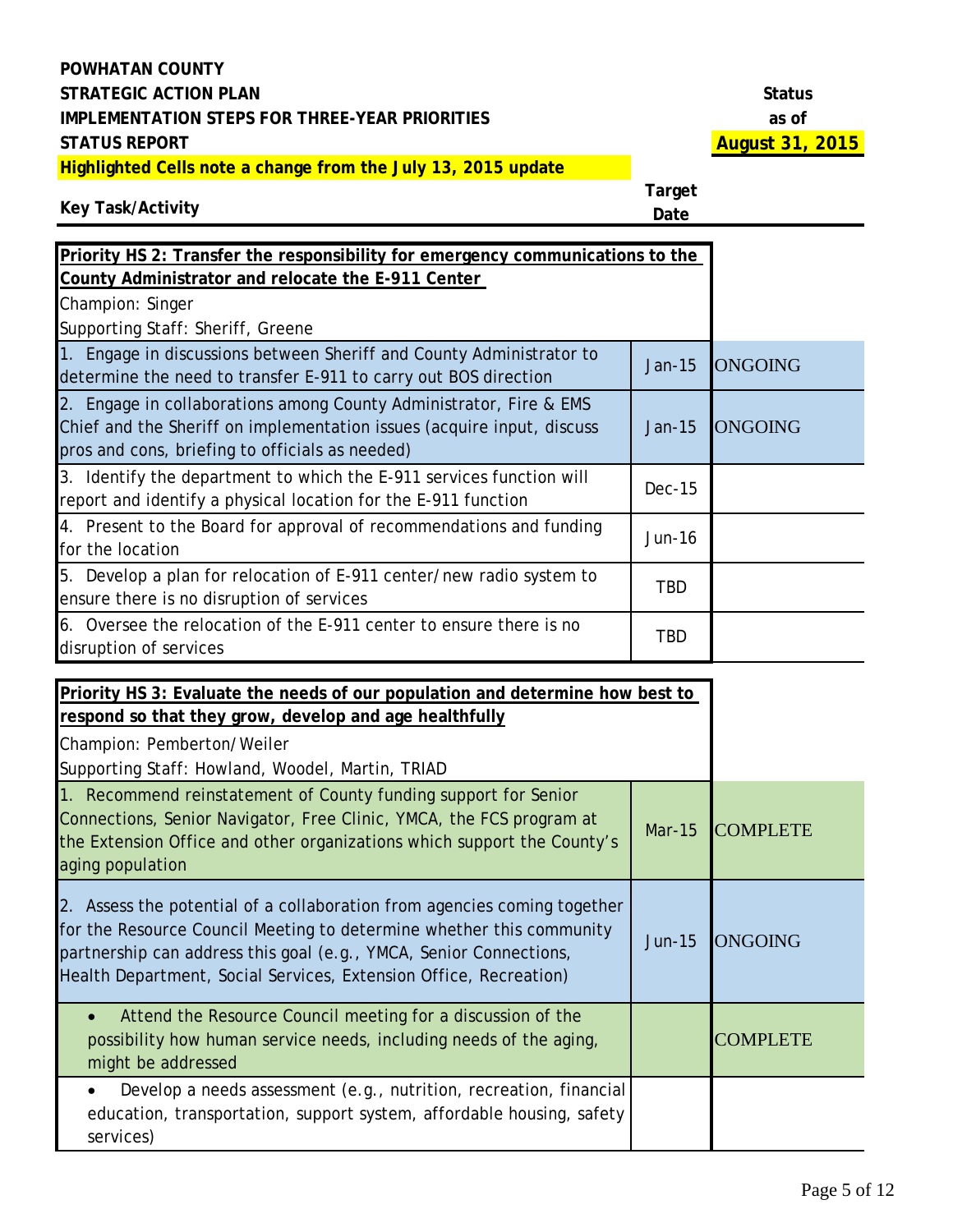**POWHATAN COUNTY**
**STRATEGIC ACTION PLAN**
**IMPLEMENTATION STEPS FOR THREE-YEAR PRIORITIES**
**STATUS REPORT**
**Highlighted Cells note a change from the July 13, 2015 update**

**Status as of August 31, 2015**

| Key Task/Activity | Target Date | Status |
|---|---|---|
| **Priority HS 2: Transfer the responsibility for emergency communications to the County Administrator and relocate the E-911 Center**<br>Champion: Singer<br>Supporting Staff: Sheriff, Greene | | |
| 1. Engage in discussions between Sheriff and County Administrator to determine the need to transfer E-911 to carry out BOS direction | Jan-15 | ONGOING |
| 2. Engage in collaborations among County Administrator, Fire & EMS Chief and the Sheriff on implementation issues (acquire input, discuss pros and cons, briefing to officials as needed) | Jan-15 | ONGOING |
| 3. Identify the department to which the E-911 services function will report and identify a physical location for the E-911 function | Dec-15 | |
| 4. Present to the Board for approval of recommendations and funding for the location | Jun-16 | |
| 5. Develop a plan for relocation of E-911 center/new radio system to ensure there is no disruption of services | TBD | |
| 6. Oversee the relocation of the E-911 center to ensure there is no disruption of services | TBD | |

| Key Task/Activity | Target Date | Status |
|---|---|---|
| **Priority HS 3: Evaluate the needs of our population and determine how best to respond so that they grow, develop and age healthfully**<br>Champion: Pemberton/Weiler<br>Supporting Staff: Howland, Woodel, Martin, TRIAD | | |
| 1. Recommend reinstatement of County funding support for Senior Connections, Senior Navigator, Free Clinic, YMCA, the FCS program at the Extension Office and other organizations which support the County's aging population | Mar-15 | COMPLETE |
| 2. Assess the potential of a collaboration from agencies coming together for the Resource Council Meeting to determine whether this community partnership can address this goal (e.g., YMCA, Senior Connections, Health Department, Social Services, Extension Office, Recreation) | Jun-15 | ONGOING |
| • Attend the Resource Council meeting for a discussion of the possibility how human service needs, including needs of the aging, might be addressed | | COMPLETE |
| • Develop a needs assessment (e.g., nutrition, recreation, financial education, transportation, support system, affordable housing, safety services) | | |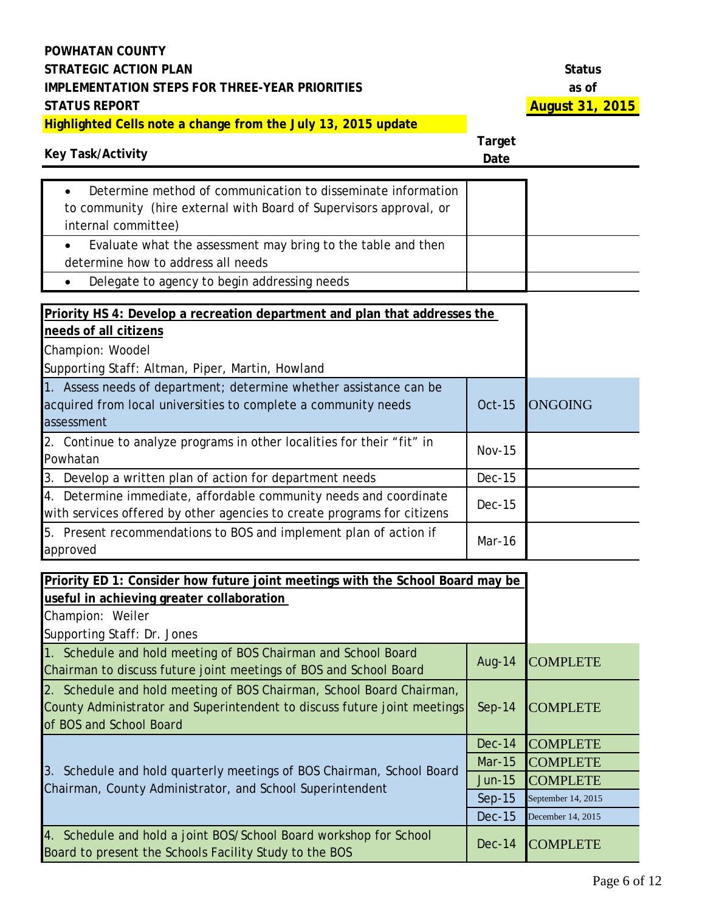**POWHATAN COUNTY**
**STRATEGIC ACTION PLAN**
**IMPLEMENTATION STEPS FOR THREE-YEAR PRIORITIES**
**STATUS REPORT**

**Status as of August 31, 2015**

**Highlighted Cells note a change from the July 13, 2015 update**

| Key Task/Activity | Target Date | Status |
|---|---|---|
| • Determine method of communication to disseminate information to community (hire external with Board of Supervisors approval, or internal committee) | | |
| • Evaluate what the assessment may bring to the table and then determine how to address all needs | | |
| • Delegate to agency to begin addressing needs | | |

| Key Task/Activity | Target Date | Status |
|---|---|---|
| **Priority HS 4: Develop a recreation department and plan that addresses the needs of all citizens**<br>Champion: Woodel<br>Supporting Staff: Altman, Piper, Martin, Howland | | |
| 1. Assess needs of department; determine whether assistance can be acquired from local universities to complete a community needs assessment | Oct-15 | ONGOING |
| 2. Continue to analyze programs in other localities for their "fit" in Powhatan | Nov-15 | |
| 3. Develop a written plan of action for department needs | Dec-15 | |
| 4. Determine immediate, affordable community needs and coordinate with services offered by other agencies to create programs for citizens | Dec-15 | |
| 5. Present recommendations to BOS and implement plan of action if approved | Mar-16 | |

| Key Task/Activity | Target Date | Status |
|---|---|---|
| **Priority ED 1: Consider how future joint meetings with the School Board may be useful in achieving greater collaboration**<br>Champion: Weiler<br>Supporting Staff: Dr. Jones | | |
| 1. Schedule and hold meeting of BOS Chairman and School Board Chairman to discuss future joint meetings of BOS and School Board | Aug-14 | COMPLETE |
| 2. Schedule and hold meeting of BOS Chairman, School Board Chairman, County Administrator and Superintendent to discuss future joint meetings of BOS and School Board | Sep-14 | COMPLETE |
| 3. Schedule and hold quarterly meetings of BOS Chairman, School Board Chairman, County Administrator, and School Superintendent | Dec-14 | COMPLETE |
| | Mar-15 | COMPLETE |
| | Jun-15 | COMPLETE |
| | Sep-15 | September 14, 2015 |
| | Dec-15 | December 14, 2015 |
| 4. Schedule and hold a joint BOS/School Board workshop for School Board to present the Schools Facility Study to the BOS | Dec-14 | COMPLETE |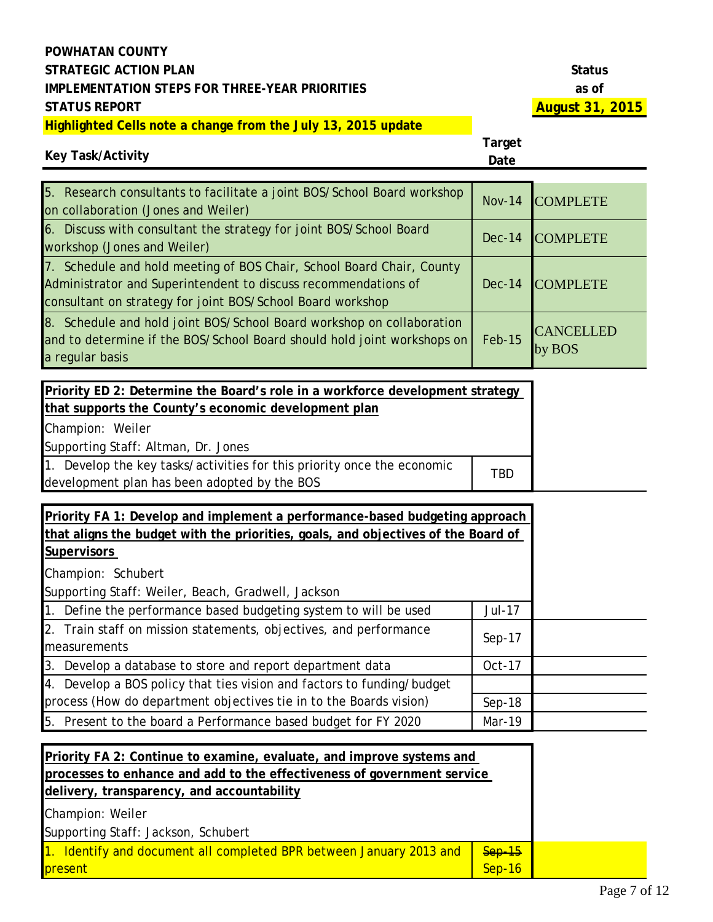**POWHATAN COUNTY**
**STRATEGIC ACTION PLAN**
**IMPLEMENTATION STEPS FOR THREE-YEAR PRIORITIES**
**STATUS REPORT**

**Status as of August 31, 2015**

**Highlighted Cells note a change from the July 13, 2015 update**

| Key Task/Activity | Target Date | Status |
|---|---|---|
| 5. Research consultants to facilitate a joint BOS/School Board workshop on collaboration (Jones and Weiler) | Nov-14 | COMPLETE |
| 6. Discuss with consultant the strategy for joint BOS/School Board workshop (Jones and Weiler) | Dec-14 | COMPLETE |
| 7. Schedule and hold meeting of BOS Chair, School Board Chair, County Administrator and Superintendent to discuss recommendations of consultant on strategy for joint BOS/School Board workshop | Dec-14 | COMPLETE |
| 8. Schedule and hold joint BOS/School Board workshop on collaboration and to determine if the BOS/School Board should hold joint workshops on a regular basis | Feb-15 | CANCELLED by BOS |
| **Priority ED 2: Determine the Board's role in a workforce development strategy that supports the County's economic development plan** | | |
| Champion: Weiler | | |
| Supporting Staff: Altman, Dr. Jones | | |
| 1. Develop the key tasks/activities for this priority once the economic development plan has been adopted by the BOS | TBD | |
| **Priority FA 1: Develop and implement a performance-based budgeting approach that aligns the budget with the priorities, goals, and objectives of the Board of Supervisors** | | |
| Champion: Schubert | | |
| Supporting Staff: Weiler, Beach, Gradwell, Jackson | | |
| 1. Define the performance based budgeting system to will be used | Jul-17 | |
| 2. Train staff on mission statements, objectives, and performance measurements | Sep-17 | |
| 3. Develop a database to store and report department data | Oct-17 | |
| 4. Develop a BOS policy that ties vision and factors to funding/budget process (How do department objectives tie in to the Boards vision) | Sep-18 | |
| 5. Present to the board a Performance based budget for FY 2020 | Mar-19 | |
| **Priority FA 2: Continue to examine, evaluate, and improve systems and processes to enhance and add to the effectiveness of government service delivery, transparency, and accountability** | | |
| Champion: Weiler | | |
| Supporting Staff: Jackson, Schubert | | |
| 1. Identify and document all completed BPR between January 2013 and present | ~~Sep-15~~ Sep-16 | |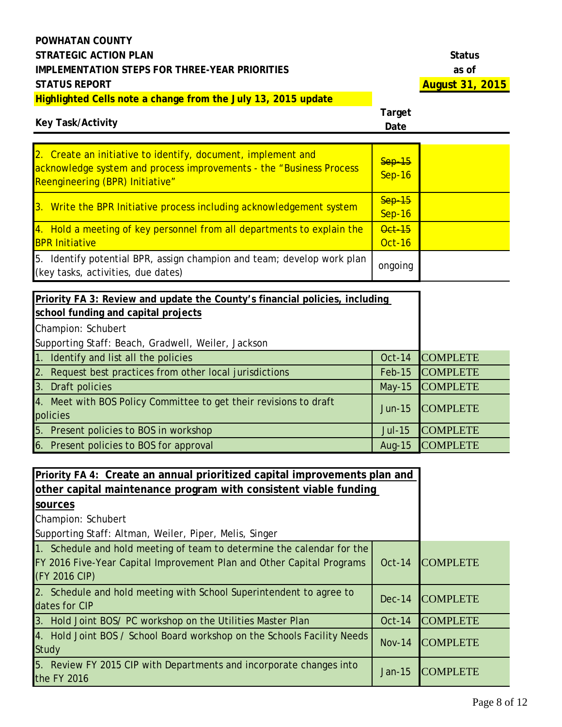**POWHATAN COUNTY**
**STRATEGIC ACTION PLAN**
**IMPLEMENTATION STEPS FOR THREE-YEAR PRIORITIES**
**STATUS REPORT**
**Highlighted Cells note a change from the July 13, 2015 update**

**Status as of August 31, 2015**

| Key Task/Activity | Target Date | Status |
|---|---|---|
| 2. Create an initiative to identify, document, implement and acknowledge system and process improvements - the "Business Process Reengineering (BPR) Initiative" | ~~Sep-15~~ Sep-16 | |
| 3. Write the BPR Initiative process including acknowledgement system | ~~Sep-15~~ Sep-16 | |
| 4. Hold a meeting of key personnel from all departments to explain the BPR Initiative | ~~Oct-15~~ Oct-16 | |
| 5. Identify potential BPR, assign champion and team; develop work plan (key tasks, activities, due dates) | ongoing | |

| **Priority FA 3: Review and update the County's financial policies, including school funding and capital projects**<br>Champion: Schubert<br>Supporting Staff: Beach, Gradwell, Weiler, Jackson | | |
|---|---|---|
| 1. Identify and list all the policies | Oct-14 | COMPLETE |
| 2. Request best practices from other local jurisdictions | Feb-15 | COMPLETE |
| 3. Draft policies | May-15 | COMPLETE |
| 4. Meet with BOS Policy Committee to get their revisions to draft policies | Jun-15 | COMPLETE |
| 5. Present policies to BOS in workshop | Jul-15 | COMPLETE |
| 6. Present policies to BOS for approval | Aug-15 | COMPLETE |

| **Priority FA 4: Create an annual prioritized capital improvements plan and other capital maintenance program with consistent viable funding sources**<br>Champion: Schubert<br>Supporting Staff: Altman, Weiler, Piper, Melis, Singer | | |
|---|---|---|
| 1. Schedule and hold meeting of team to determine the calendar for the FY 2016 Five-Year Capital Improvement Plan and Other Capital Programs (FY 2016 CIP) | Oct-14 | COMPLETE |
| 2. Schedule and hold meeting with School Superintendent to agree to dates for CIP | Dec-14 | COMPLETE |
| 3. Hold Joint BOS/ PC workshop on the Utilities Master Plan | Oct-14 | COMPLETE |
| 4. Hold Joint BOS / School Board workshop on the Schools Facility Needs Study | Nov-14 | COMPLETE |
| 5. Review FY 2015 CIP with Departments and incorporate changes into the FY 2016 | Jan-15 | COMPLETE |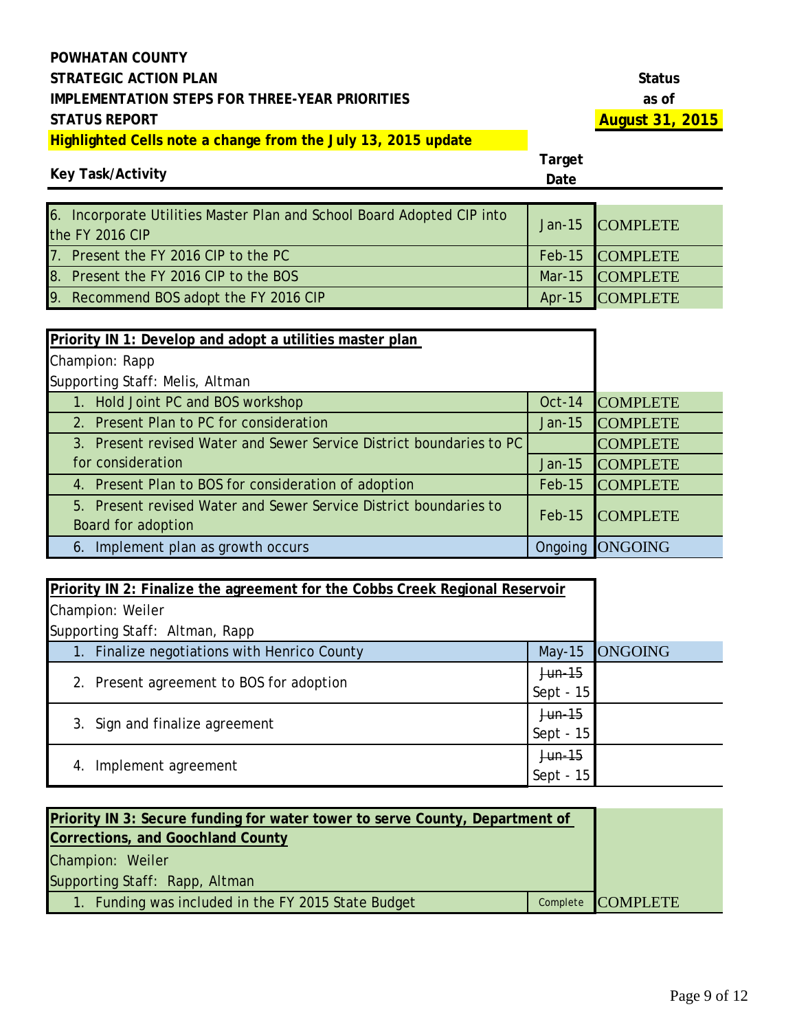**POWHATAN COUNTY**
**STRATEGIC ACTION PLAN**
**IMPLEMENTATION STEPS FOR THREE-YEAR PRIORITIES**
**STATUS REPORT**

**Status as of August 31, 2015**

**Highlighted Cells note a change from the July 13, 2015 update**

| Key Task/Activity | Target Date | Status |
|---|---|---|
| 6. Incorporate Utilities Master Plan and School Board Adopted CIP into the FY 2016 CIP | Jan-15 | COMPLETE |
| 7. Present the FY 2016 CIP to the PC | Feb-15 | COMPLETE |
| 8. Present the FY 2016 CIP to the BOS | Mar-15 | COMPLETE |
| 9. Recommend BOS adopt the FY 2016 CIP | Apr-15 | COMPLETE |

| **Priority IN 1: Develop and adopt a utilities master plan** | | |
|---|---|---|
| Champion: Rapp | | |
| Supporting Staff: Melis, Altman | | |
| 1. Hold Joint PC and BOS workshop | Oct-14 | COMPLETE |
| 2. Present Plan to PC for consideration | Jan-15 | COMPLETE |
| 3. Present revised Water and Sewer Service District boundaries to PC for consideration | Jan-15 | COMPLETE |
| 4. Present Plan to BOS for consideration of adoption | Feb-15 | COMPLETE |
| 5. Present revised Water and Sewer Service District boundaries to Board for adoption | Feb-15 | COMPLETE |
| 6. Implement plan as growth occurs | Ongoing | ONGOING |

| **Priority IN 2: Finalize the agreement for the Cobbs Creek Regional Reservoir** | | |
|---|---|---|
| Champion: Weiler | | |
| Supporting Staff: Altman, Rapp | | |
| 1. Finalize negotiations with Henrico County | May-15 | ONGOING |
| 2. Present agreement to BOS for adoption | ~~Jun-15~~ Sept - 15 | |
| 3. Sign and finalize agreement | ~~Jun-15~~ Sept - 15 | |
| 4. Implement agreement | ~~Jun-15~~ Sept - 15 | |

| **Priority IN 3: Secure funding for water tower to serve County, Department of Corrections, and Goochland County** | | |
|---|---|---|
| Champion: Weiler | | |
| Supporting Staff: Rapp, Altman | | |
| 1. Funding was included in the FY 2015 State Budget | Complete | COMPLETE |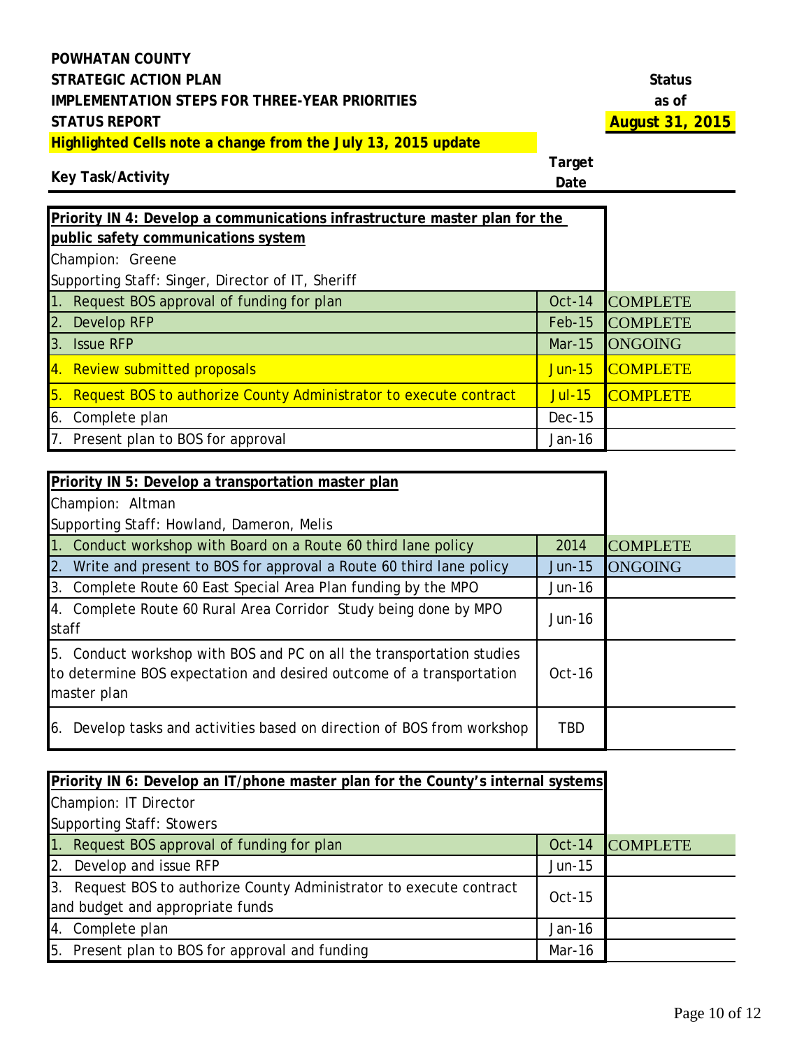**POWHATAN COUNTY**
**STRATEGIC ACTION PLAN**
**IMPLEMENTATION STEPS FOR THREE-YEAR PRIORITIES**
**STATUS REPORT**

**Status as of August 31, 2015**

**Highlighted Cells note a change from the July 13, 2015 update**

| Key Task/Activity | Target Date | Status |
|---|---|---|
| **Priority IN 4: Develop a communications infrastructure master plan for the public safety communications system** | | |
| Champion: Greene | | |
| Supporting Staff: Singer, Director of IT, Sheriff | | |
| 1. Request BOS approval of funding for plan | Oct-14 | COMPLETE |
| 2. Develop RFP | Feb-15 | COMPLETE |
| 3. Issue RFP | Mar-15 | ONGOING |
| 4. Review submitted proposals | Jun-15 | COMPLETE |
| 5. Request BOS to authorize County Administrator to execute contract | Jul-15 | COMPLETE |
| 6. Complete plan | Dec-15 | |
| 7. Present plan to BOS for approval | Jan-16 | |

| Key Task/Activity | Target Date | Status |
|---|---|---|
| **Priority IN 5: Develop a transportation master plan** | | |
| Champion: Altman | | |
| Supporting Staff: Howland, Dameron, Melis | | |
| 1. Conduct workshop with Board on a Route 60 third lane policy | 2014 | COMPLETE |
| 2. Write and present to BOS for approval a Route 60 third lane policy | Jun-15 | ONGOING |
| 3. Complete Route 60 East Special Area Plan funding by the MPO | Jun-16 | |
| 4. Complete Route 60 Rural Area Corridor Study being done by MPO staff | Jun-16 | |
| 5. Conduct workshop with BOS and PC on all the transportation studies to determine BOS expectation and desired outcome of a transportation master plan | Oct-16 | |
| 6. Develop tasks and activities based on direction of BOS from workshop | TBD | |

| Key Task/Activity | Target Date | Status |
|---|---|---|
| **Priority IN 6: Develop an IT/phone master plan for the County's internal systems** | | |
| Champion: IT Director | | |
| Supporting Staff: Stowers | | |
| 1. Request BOS approval of funding for plan | Oct-14 | COMPLETE |
| 2. Develop and issue RFP | Jun-15 | |
| 3. Request BOS to authorize County Administrator to execute contract and budget and appropriate funds | Oct-15 | |
| 4. Complete plan | Jan-16 | |
| 5. Present plan to BOS for approval and funding | Mar-16 | |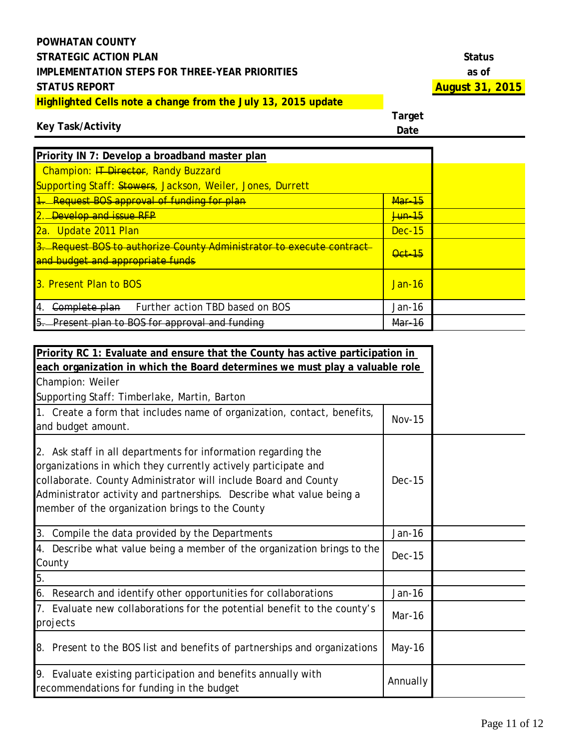**POWHATAN COUNTY**
**STRATEGIC ACTION PLAN**
**IMPLEMENTATION STEPS FOR THREE-YEAR PRIORITIES**
**STATUS REPORT**
**Highlighted Cells note a change from the July 13, 2015 update**

**Status as of August 31, 2015**

| Key Task/Activity | Target Date | Status |
|---|---|---|
| **Priority IN 7: Develop a broadband master plan** | | |
| Champion: ~~IT Director~~, Randy Buzzard | | |
| Supporting Staff: ~~Stowers~~, Jackson, Weiler, Jones, Durrett | | |
| ~~1. Request BOS approval of funding for plan~~ | ~~Mar-15~~ | |
| ~~2. Develop and issue RFP~~ | ~~Jun-15~~ | |
| 2a. Update 2011 Plan | Dec-15 | |
| ~~3. Request BOS to authorize County Administrator to execute contract and budget and appropriate funds~~ | ~~Oct-15~~ | |
| 3. Present Plan to BOS | Jan-16 | |
| 4. ~~Complete plan~~ Further action TBD based on BOS | Jan-16 | |
| ~~5. Present plan to BOS for approval and funding~~ | ~~Mar-16~~ | |

| Key Task/Activity | Target Date | Status |
|---|---|---|
| **Priority RC 1: Evaluate and ensure that the County has active participation in each organization in which the Board determines we must play a valuable role** | | |
| Champion: Weiler | | |
| Supporting Staff: Timberlake, Martin, Barton | | |
| 1. Create a form that includes name of organization, contact, benefits, and budget amount. | Nov-15 | |
| 2. Ask staff in all departments for information regarding the organizations in which they currently actively participate and collaborate. County Administrator will include Board and County Administrator activity and partnerships. Describe what value being a member of the organization brings to the County | Dec-15 | |
| 3. Compile the data provided by the Departments | Jan-16 | |
| 4. Describe what value being a member of the organization brings to the County | Dec-15 | |
| 5. | | |
| 6. Research and identify other opportunities for collaborations | Jan-16 | |
| 7. Evaluate new collaborations for the potential benefit to the county's projects | Mar-16 | |
| 8. Present to the BOS list and benefits of partnerships and organizations | May-16 | |
| 9. Evaluate existing participation and benefits annually with recommendations for funding in the budget | Annually | |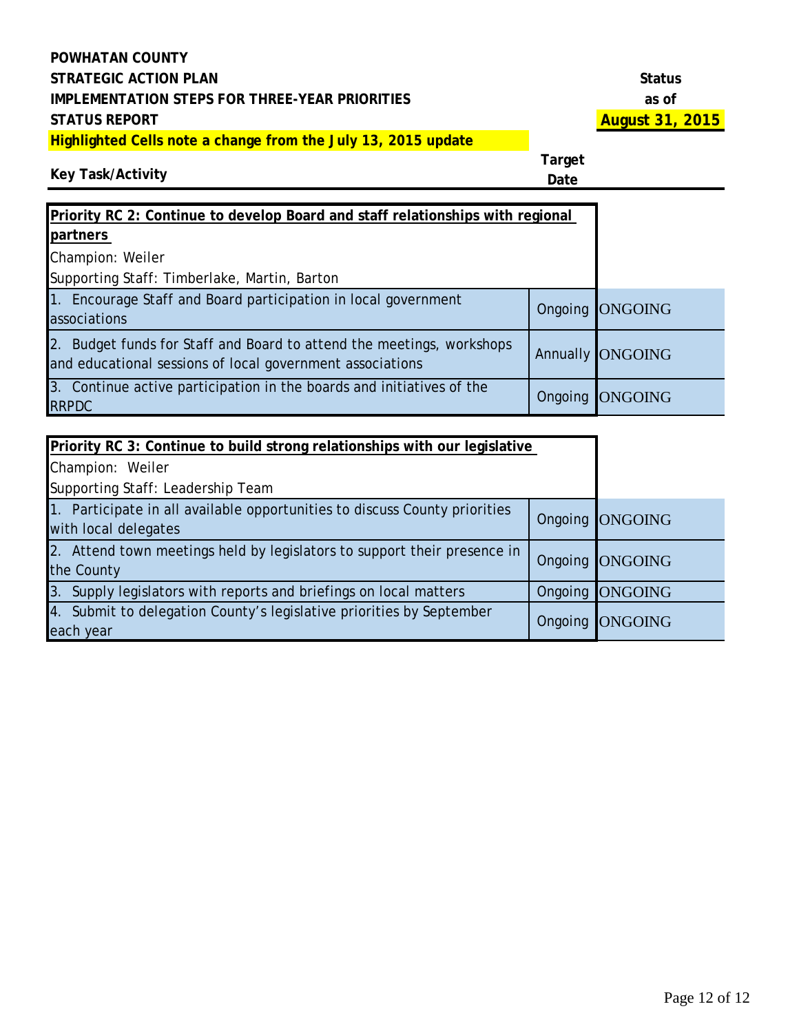**POWHATAN COUNTY**
**STRATEGIC ACTION PLAN**
**IMPLEMENTATION STEPS FOR THREE-YEAR PRIORITIES**
**STATUS REPORT**

**Highlighted Cells note a change from the July 13, 2015 update**

**Status as of August 31, 2015**

| Key Task/Activity | Target Date | Status |
|---|---|---|
| **Priority RC 2: Continue to develop Board and staff relationships with regional partners** <br> Champion: Weiler <br> Supporting Staff: Timberlake, Martin, Barton | | |
| 1. Encourage Staff and Board participation in local government associations | Ongoing | ONGOING |
| 2. Budget funds for Staff and Board to attend the meetings, workshops and educational sessions of local government associations | Annually | ONGOING |
| 3. Continue active participation in the boards and initiatives of the RRPDC | Ongoing | ONGOING |
| **Priority RC 3: Continue to build strong relationships with our legislative** <br> Champion: Weiler <br> Supporting Staff: Leadership Team | | |
| 1. Participate in all available opportunities to discuss County priorities with local delegates | Ongoing | ONGOING |
| 2. Attend town meetings held by legislators to support their presence in the County | Ongoing | ONGOING |
| 3. Supply legislators with reports and briefings on local matters | Ongoing | ONGOING |
| 4. Submit to delegation County's legislative priorities by September each year | Ongoing | ONGOING |